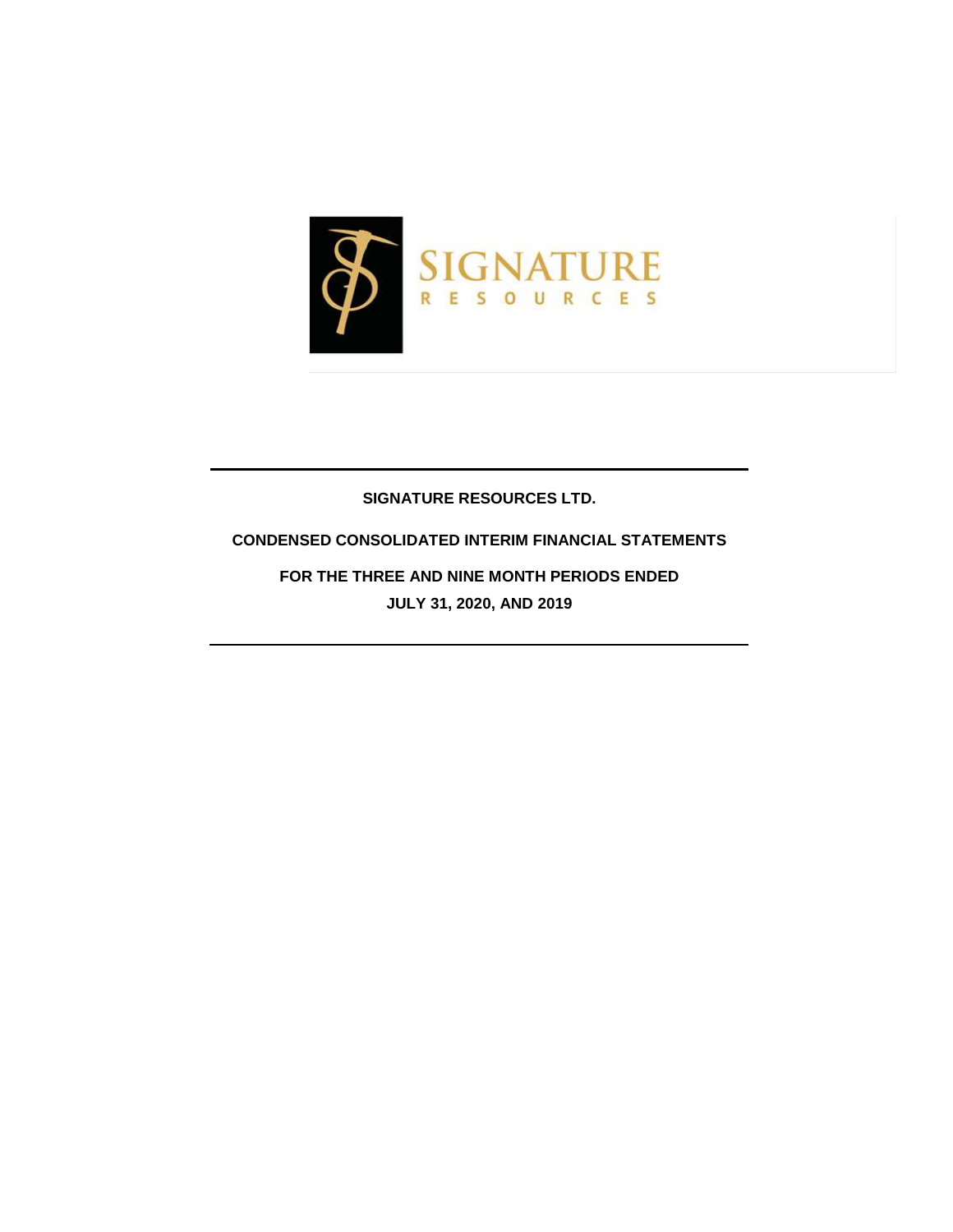SIGNATURE

RESOURCES

# SIGNATURE RESOURCES LTD.

## CONDENSED CONSOLIDATED INTERIM FINANCIAL STATEMENTS

## FOR THE THREE AND NINE MONTH PERIODS ENDED JULY 31, 2020, AND 2019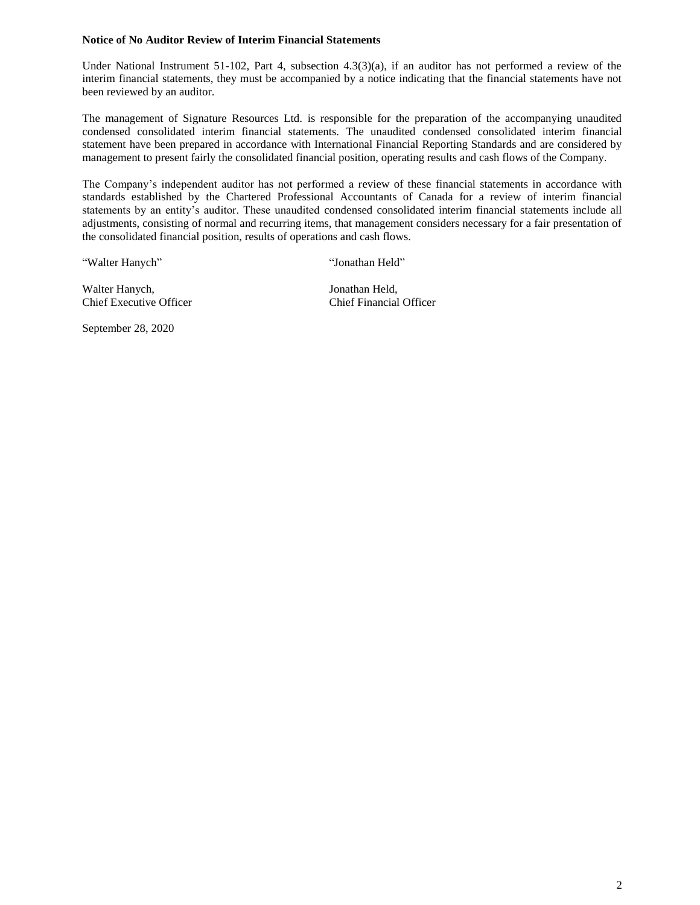**Notice of No Auditor Review of Interim Financial Statements**

Under National Instrument 51-102, Part 4, subsection 4.3(3)(a), if an auditor has not performed a review of the interim financial statements, they must be accompanied by a notice indicating that the financial statements have not been reviewed by an auditor.

The management of Signature Resources Ltd. is responsible for the preparation of the accompanying unaudited condensed consolidated interim financial statements. The unaudited condensed consolidated interim financial statement have been prepared in accordance with International Financial Reporting Standards and are considered by management to present fairly the consolidated financial position, operating results and cash flows of the Company.

The Company's independent auditor has not performed a review of these financial statements in accordance with standards established by the Chartered Professional Accountants of Canada for a review of interim financial statements by an entity's auditor. These unaudited condensed consolidated interim financial statements include all adjustments, consisting of normal and recurring items, that management considers necessary for a fair presentation of the consolidated financial position, results of operations and cash flows.

"Walter Hanych"

Walter Hanych,
Chief Executive Officer

"Jonathan Held"

Jonathan Held,
Chief Financial Officer

September 28, 2020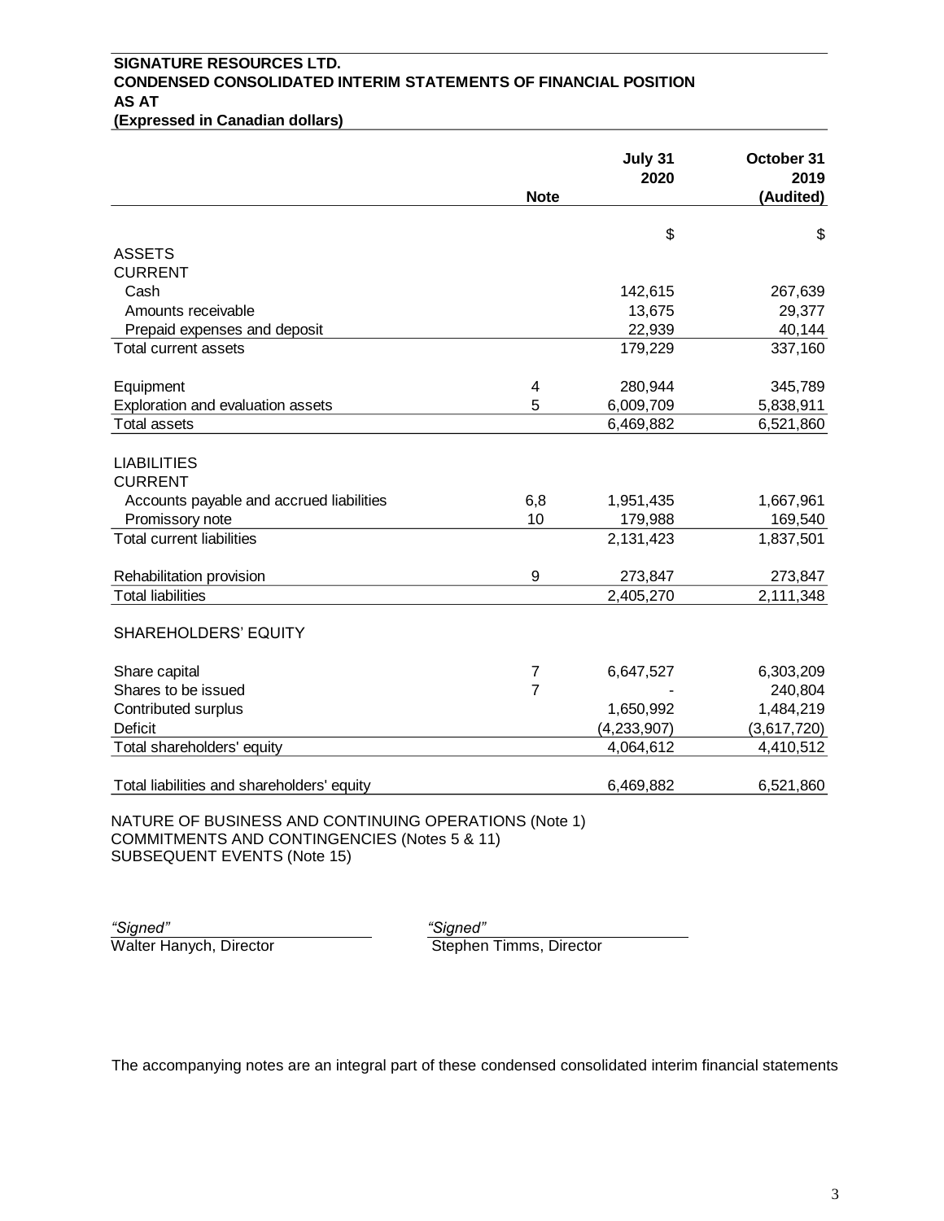**SIGNATURE RESOURCES LTD.**
**CONDENSED CONSOLIDATED INTERIM STATEMENTS OF FINANCIAL POSITION**
**AS AT**
**(Expressed in Canadian dollars)**

| | Note | July 31 2020 | October 31 2019 (Audited) |
|---|---|---|---|
| | | $ | $ |
| ASSETS | | | |
| CURRENT | | | |
| Cash | | 142,615 | 267,639 |
| Amounts receivable | | 13,675 | 29,377 |
| Prepaid expenses and deposit | | 22,939 | 40,144 |
| Total current assets | | 179,229 | 337,160 |
| | | | |
| Equipment | 4 | 280,944 | 345,789 |
| Exploration and evaluation assets | 5 | 6,009,709 | 5,838,911 |
| Total assets | | 6,469,882 | 6,521,860 |
| | | | |
| LIABILITIES | | | |
| CURRENT | | | |
| Accounts payable and accrued liabilities | 6,8 | 1,951,435 | 1,667,961 |
| Promissory note | 10 | 179,988 | 169,540 |
| Total current liabilities | | 2,131,423 | 1,837,501 |
| | | | |
| Rehabilitation provision | 9 | 273,847 | 273,847 |
| Total liabilities | | 2,405,270 | 2,111,348 |
| | | | |
| SHAREHOLDERS' EQUITY | | | |
| | | | |
| Share capital | 7 | 6,647,527 | 6,303,209 |
| Shares to be issued | 7 | - | 240,804 |
| Contributed surplus | | 1,650,992 | 1,484,219 |
| Deficit | | (4,233,907) | (3,617,720) |
| Total shareholders' equity | | 4,064,612 | 4,410,512 |
| | | | |
| Total liabilities and shareholders' equity | | 6,469,882 | 6,521,860 |

NATURE OF BUSINESS AND CONTINUING OPERATIONS (Note 1)
COMMITMENTS AND CONTINGENCIES (Notes 5 & 11)
SUBSEQUENT EVENTS (Note 15)

*"Signed"*
Walter Hanych, Director

*"Signed"*
Stephen Timms, Director

The accompanying notes are an integral part of these condensed consolidated interim financial statements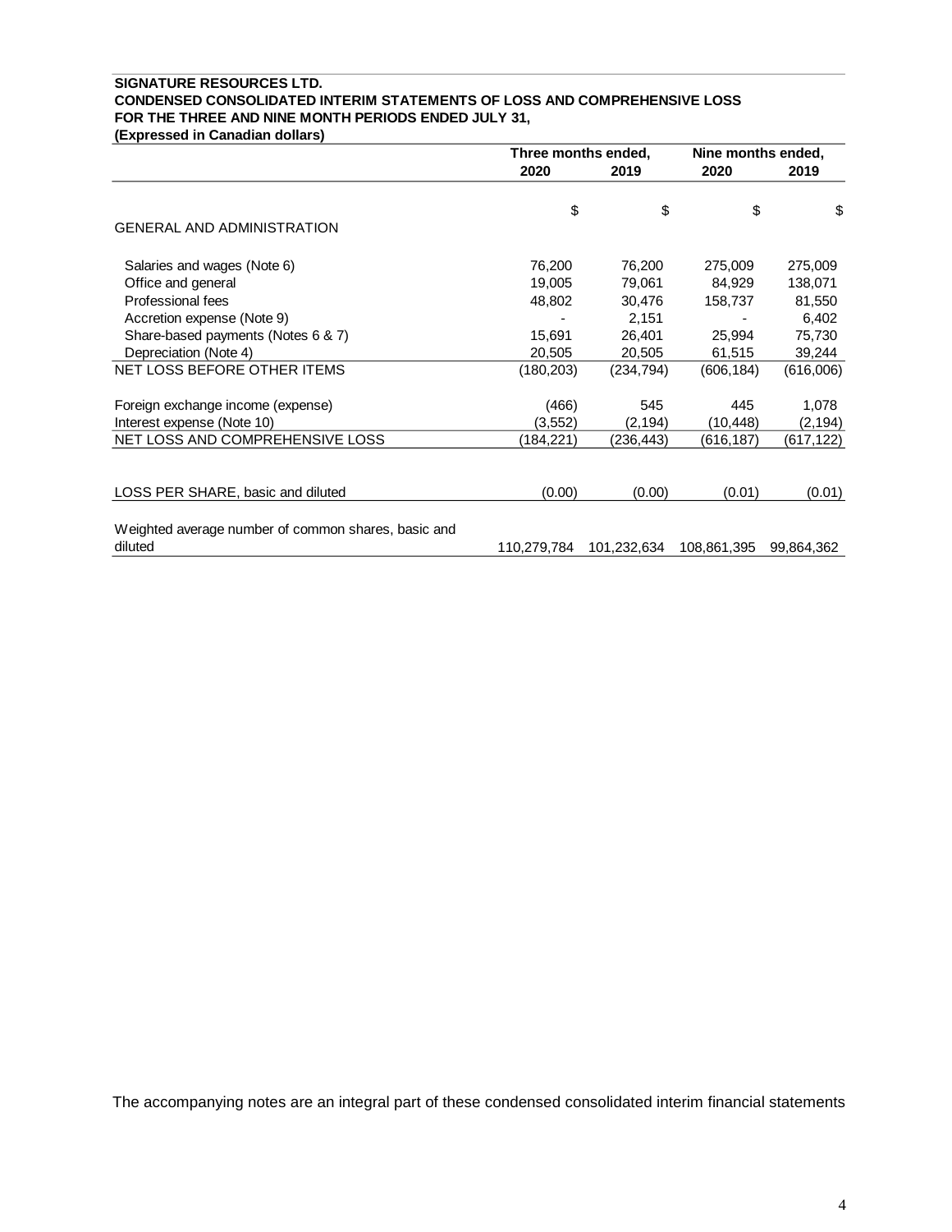**SIGNATURE RESOURCES LTD.**
**CONDENSED CONSOLIDATED INTERIM STATEMENTS OF LOSS AND COMPREHENSIVE LOSS**
**FOR THE THREE AND NINE MONTH PERIODS ENDED JULY 31,**
**(Expressed in Canadian dollars)**

| | Three months ended, | | Nine months ended, | |
|---|---|---|---|---|
| | **2020** | **2019** | **2020** | **2019** |
| | $ | $ | $ | $ |
| GENERAL AND ADMINISTRATION | | | | |
| Salaries and wages (Note 6) | 76,200 | 76,200 | 275,009 | 275,009 |
| Office and general | 19,005 | 79,061 | 84,929 | 138,071 |
| Professional fees | 48,802 | 30,476 | 158,737 | 81,550 |
| Accretion expense (Note 9) | - | 2,151 | - | 6,402 |
| Share-based payments (Notes 6 & 7) | 15,691 | 26,401 | 25,994 | 75,730 |
| Depreciation (Note 4) | 20,505 | 20,505 | 61,515 | 39,244 |
| NET LOSS BEFORE OTHER ITEMS | (180,203) | (234,794) | (606,184) | (616,006) |
| Foreign exchange income (expense) | (466) | 545 | 445 | 1,078 |
| Interest expense (Note 10) | (3,552) | (2,194) | (10,448) | (2,194) |
| NET LOSS AND COMPREHENSIVE LOSS | (184,221) | (236,443) | (616,187) | (617,122) |
| LOSS PER SHARE, basic and diluted | (0.00) | (0.00) | (0.01) | (0.01) |
| Weighted average number of common shares, basic and diluted | 110,279,784 | 101,232,634 | 108,861,395 | 99,864,362 |

The accompanying notes are an integral part of these condensed consolidated interim financial statements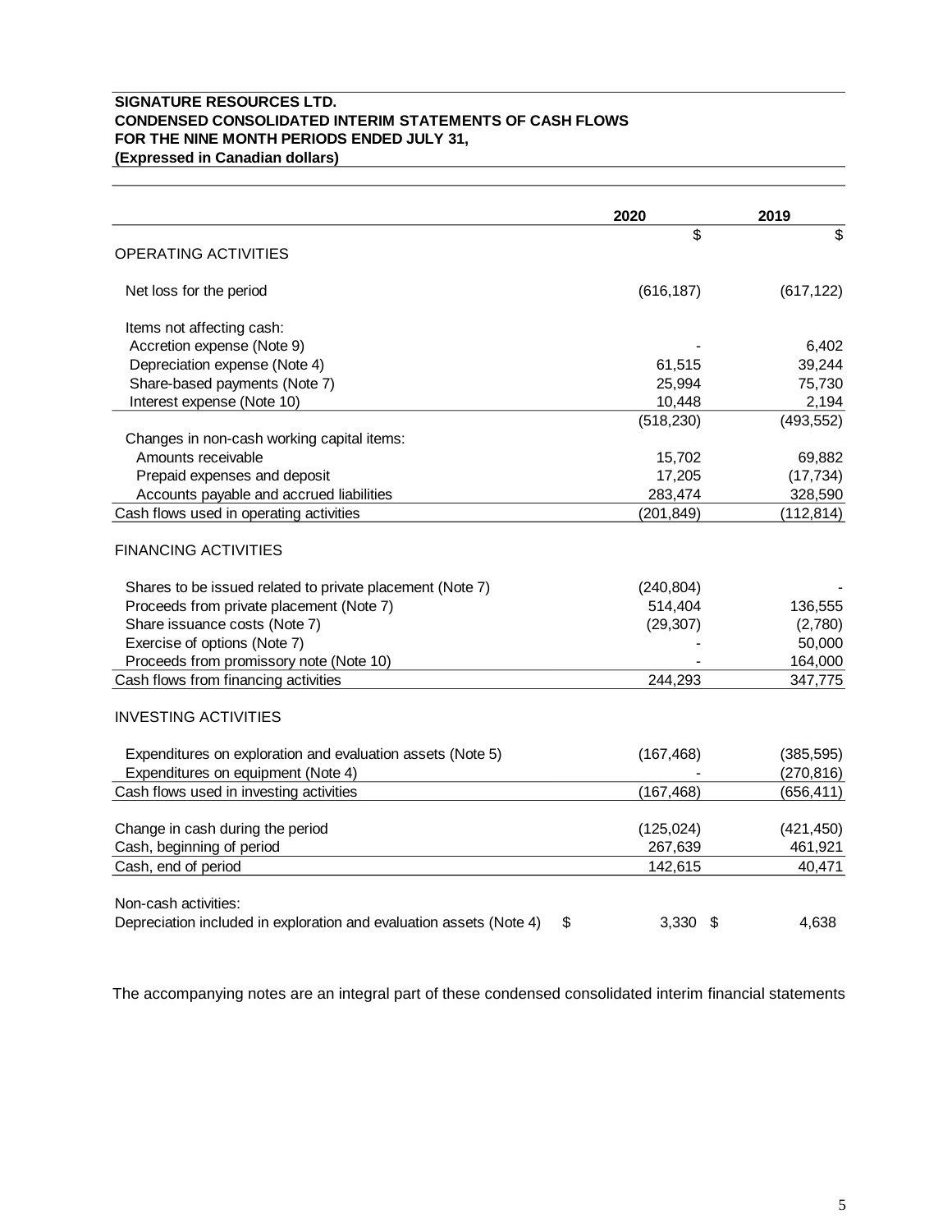**SIGNATURE RESOURCES LTD.**
**CONDENSED CONSOLIDATED INTERIM STATEMENTS OF CASH FLOWS**
**FOR THE NINE MONTH PERIODS ENDED JULY 31,**
**(Expressed in Canadian dollars)**

| | 2020 | 2019 |
|---|---|---|
| | $ | $ |
| OPERATING ACTIVITIES | | |
| Net loss for the period | (616,187) | (617,122) |
| Items not affecting cash: | | |
| Accretion expense (Note 9) | - | 6,402 |
| Depreciation expense (Note 4) | 61,515 | 39,244 |
| Share-based payments (Note 7) | 25,994 | 75,730 |
| Interest expense (Note 10) | 10,448 | 2,194 |
| | (518,230) | (493,552) |
| Changes in non-cash working capital items: | | |
| Amounts receivable | 15,702 | 69,882 |
| Prepaid expenses and deposit | 17,205 | (17,734) |
| Accounts payable and accrued liabilities | 283,474 | 328,590 |
| Cash flows used in operating activities | (201,849) | (112,814) |
| FINANCING ACTIVITIES | | |
| Shares to be issued related to private placement (Note 7) | (240,804) | - |
| Proceeds from private placement (Note 7) | 514,404 | 136,555 |
| Share issuance costs (Note 7) | (29,307) | (2,780) |
| Exercise of options (Note 7) | - | 50,000 |
| Proceeds from promissory note (Note 10) | - | 164,000 |
| Cash flows from financing activities | 244,293 | 347,775 |
| INVESTING ACTIVITIES | | |
| Expenditures on exploration and evaluation assets (Note 5) | (167,468) | (385,595) |
| Expenditures on equipment (Note 4) | - | (270,816) |
| Cash flows used in investing activities | (167,468) | (656,411) |
| Change in cash during the period | (125,024) | (421,450) |
| Cash, beginning of period | 267,639 | 461,921 |
| Cash, end of period | 142,615 | 40,471 |
| Non-cash activities: | | |
| Depreciation included in exploration and evaluation assets (Note 4) | $ 3,330 | $ 4,638 |

The accompanying notes are an integral part of these condensed consolidated interim financial statements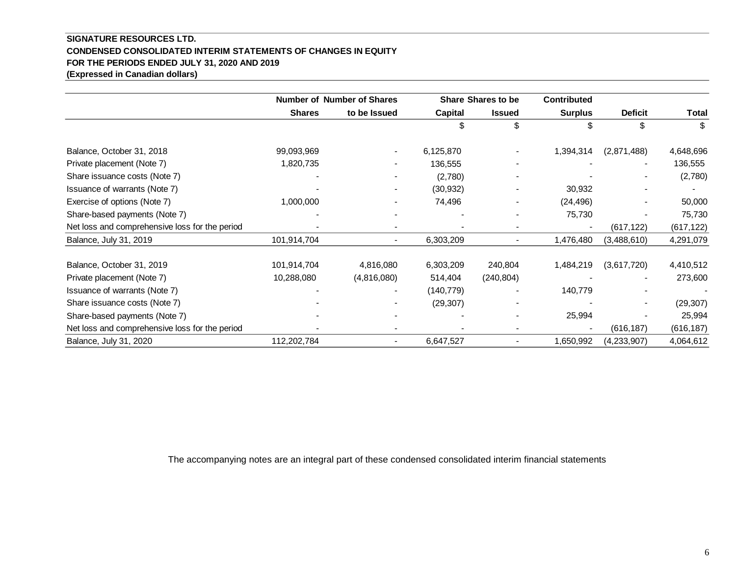**SIGNATURE RESOURCES LTD.**
**CONDENSED CONSOLIDATED INTERIM STATEMENTS OF CHANGES IN EQUITY**
**FOR THE PERIODS ENDED JULY 31, 2020 AND 2019**
**(Expressed in Canadian dollars)**

| | Number of Shares | Number of Shares to be Issued | Share Capital | Shares to be Issued | Contributed Surplus | Deficit | Total |
|---|---|---|---|---|---|---|---|
| | | | $ | $ | $ | $ | $ |
| Balance, October 31, 2018 | 99,093,969 | - | 6,125,870 | - | 1,394,314 | (2,871,488) | 4,648,696 |
| Private placement (Note 7) | 1,820,735 | - | 136,555 | - | - | - | 136,555 |
| Share issuance costs (Note 7) | - | - | (2,780) | - | - | - | (2,780) |
| Issuance of warrants (Note 7) | - | - | (30,932) | - | 30,932 | - | - |
| Exercise of options (Note 7) | 1,000,000 | - | 74,496 | - | (24,496) | - | 50,000 |
| Share-based payments (Note 7) | - | - | - | - | 75,730 | - | 75,730 |
| Net loss and comprehensive loss for the period | - | - | - | - | - | (617,122) | (617,122) |
| Balance, July 31, 2019 | 101,914,704 | - | 6,303,209 | - | 1,476,480 | (3,488,610) | 4,291,079 |
| | | | | | | | |
| Balance, October 31, 2019 | 101,914,704 | 4,816,080 | 6,303,209 | 240,804 | 1,484,219 | (3,617,720) | 4,410,512 |
| Private placement (Note 7) | 10,288,080 | (4,816,080) | 514,404 | (240,804) | - | - | 273,600 |
| Issuance of warrants (Note 7) | - | - | (140,779) | - | 140,779 | - | - |
| Share issuance costs (Note 7) | - | - | (29,307) | - | - | - | (29,307) |
| Share-based payments (Note 7) | - | - | - | - | 25,994 | - | 25,994 |
| Net loss and comprehensive loss for the period | - | - | - | - | - | (616,187) | (616,187) |
| Balance, July 31, 2020 | 112,202,784 | - | 6,647,527 | - | 1,650,992 | (4,233,907) | 4,064,612 |

The accompanying notes are an integral part of these condensed consolidated interim financial statements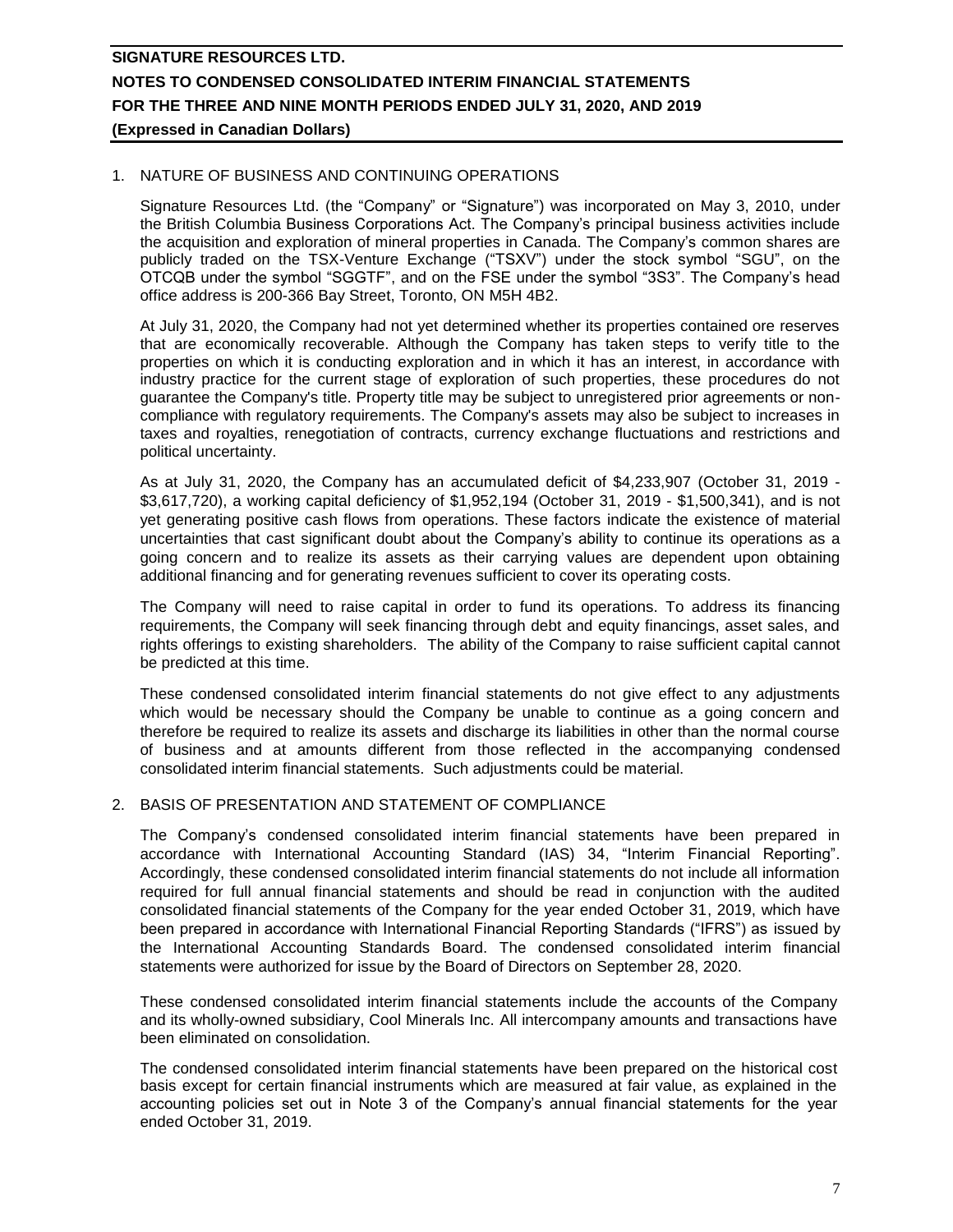## 1. NATURE OF BUSINESS AND CONTINUING OPERATIONS

Signature Resources Ltd. (the "Company" or "Signature") was incorporated on May 3, 2010, under the British Columbia Business Corporations Act. The Company's principal business activities include the acquisition and exploration of mineral properties in Canada. The Company's common shares are publicly traded on the TSX-Venture Exchange ("TSXV") under the stock symbol "SGU", on the OTCQB under the symbol "SGGTF", and on the FSE under the symbol "3S3". The Company's head office address is 200-366 Bay Street, Toronto, ON M5H 4B2.

At July 31, 2020, the Company had not yet determined whether its properties contained ore reserves that are economically recoverable. Although the Company has taken steps to verify title to the properties on which it is conducting exploration and in which it has an interest, in accordance with industry practice for the current stage of exploration of such properties, these procedures do not guarantee the Company's title. Property title may be subject to unregistered prior agreements or non-compliance with regulatory requirements. The Company's assets may also be subject to increases in taxes and royalties, renegotiation of contracts, currency exchange fluctuations and restrictions and political uncertainty.

As at July 31, 2020, the Company has an accumulated deficit of $4,233,907 (October 31, 2019 - $3,617,720), a working capital deficiency of $1,952,194 (October 31, 2019 - $1,500,341), and is not yet generating positive cash flows from operations. These factors indicate the existence of material uncertainties that cast significant doubt about the Company's ability to continue its operations as a going concern and to realize its assets as their carrying values are dependent upon obtaining additional financing and for generating revenues sufficient to cover its operating costs.

The Company will need to raise capital in order to fund its operations. To address its financing requirements, the Company will seek financing through debt and equity financings, asset sales, and rights offerings to existing shareholders. The ability of the Company to raise sufficient capital cannot be predicted at this time.

These condensed consolidated interim financial statements do not give effect to any adjustments which would be necessary should the Company be unable to continue as a going concern and therefore be required to realize its assets and discharge its liabilities in other than the normal course of business and at amounts different from those reflected in the accompanying condensed consolidated interim financial statements. Such adjustments could be material.

## 2. BASIS OF PRESENTATION AND STATEMENT OF COMPLIANCE

The Company's condensed consolidated interim financial statements have been prepared in accordance with International Accounting Standard (IAS) 34, "Interim Financial Reporting". Accordingly, these condensed consolidated interim financial statements do not include all information required for full annual financial statements and should be read in conjunction with the audited consolidated financial statements of the Company for the year ended October 31, 2019, which have been prepared in accordance with International Financial Reporting Standards ("IFRS") as issued by the International Accounting Standards Board. The condensed consolidated interim financial statements were authorized for issue by the Board of Directors on September 28, 2020.

These condensed consolidated interim financial statements include the accounts of the Company and its wholly-owned subsidiary, Cool Minerals Inc. All intercompany amounts and transactions have been eliminated on consolidation.

The condensed consolidated interim financial statements have been prepared on the historical cost basis except for certain financial instruments which are measured at fair value, as explained in the accounting policies set out in Note 3 of the Company's annual financial statements for the year ended October 31, 2019.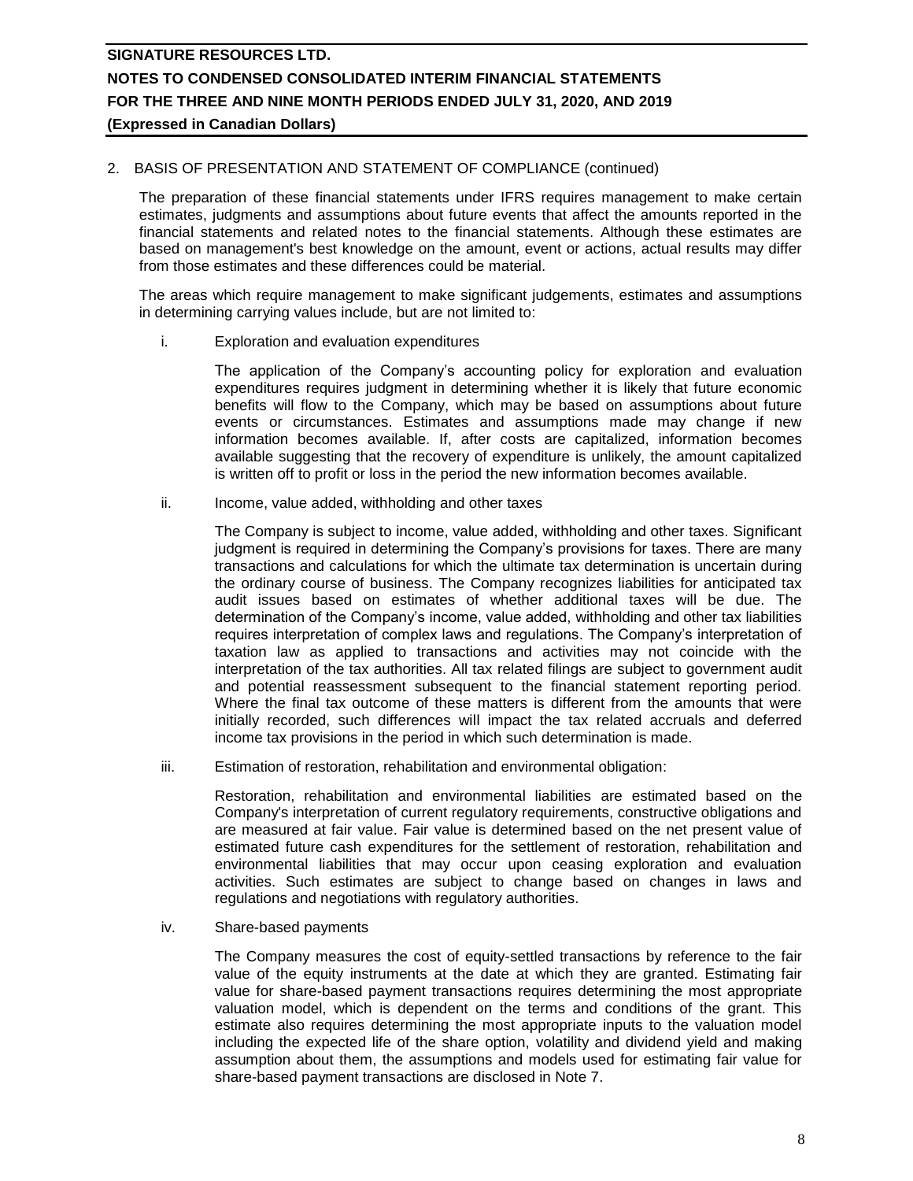## 2. BASIS OF PRESENTATION AND STATEMENT OF COMPLIANCE (continued)

The preparation of these financial statements under IFRS requires management to make certain estimates, judgments and assumptions about future events that affect the amounts reported in the financial statements and related notes to the financial statements. Although these estimates are based on management's best knowledge on the amount, event or actions, actual results may differ from those estimates and these differences could be material.

The areas which require management to make significant judgements, estimates and assumptions in determining carrying values include, but are not limited to:

i. Exploration and evaluation expenditures

The application of the Company's accounting policy for exploration and evaluation expenditures requires judgment in determining whether it is likely that future economic benefits will flow to the Company, which may be based on assumptions about future events or circumstances. Estimates and assumptions made may change if new information becomes available. If, after costs are capitalized, information becomes available suggesting that the recovery of expenditure is unlikely, the amount capitalized is written off to profit or loss in the period the new information becomes available.

ii. Income, value added, withholding and other taxes

The Company is subject to income, value added, withholding and other taxes. Significant judgment is required in determining the Company's provisions for taxes. There are many transactions and calculations for which the ultimate tax determination is uncertain during the ordinary course of business. The Company recognizes liabilities for anticipated tax audit issues based on estimates of whether additional taxes will be due. The determination of the Company's income, value added, withholding and other tax liabilities requires interpretation of complex laws and regulations. The Company's interpretation of taxation law as applied to transactions and activities may not coincide with the interpretation of the tax authorities. All tax related filings are subject to government audit and potential reassessment subsequent to the financial statement reporting period. Where the final tax outcome of these matters is different from the amounts that were initially recorded, such differences will impact the tax related accruals and deferred income tax provisions in the period in which such determination is made.

iii. Estimation of restoration, rehabilitation and environmental obligation:

Restoration, rehabilitation and environmental liabilities are estimated based on the Company's interpretation of current regulatory requirements, constructive obligations and are measured at fair value. Fair value is determined based on the net present value of estimated future cash expenditures for the settlement of restoration, rehabilitation and environmental liabilities that may occur upon ceasing exploration and evaluation activities. Such estimates are subject to change based on changes in laws and regulations and negotiations with regulatory authorities.

iv. Share-based payments

The Company measures the cost of equity-settled transactions by reference to the fair value of the equity instruments at the date at which they are granted. Estimating fair value for share-based payment transactions requires determining the most appropriate valuation model, which is dependent on the terms and conditions of the grant. This estimate also requires determining the most appropriate inputs to the valuation model including the expected life of the share option, volatility and dividend yield and making assumption about them, the assumptions and models used for estimating fair value for share-based payment transactions are disclosed in Note 7.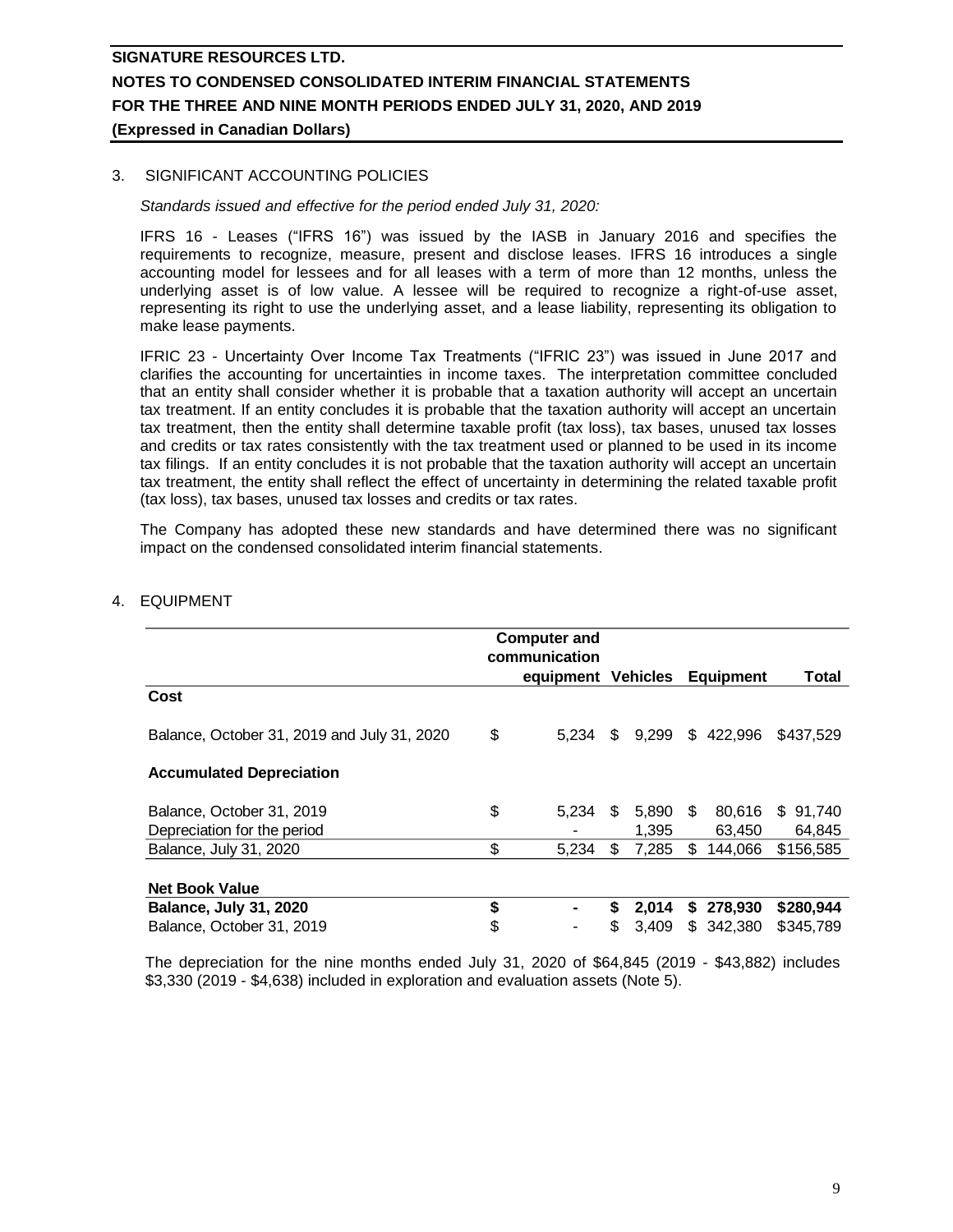**SIGNATURE RESOURCES LTD.**
**NOTES TO CONDENSED CONSOLIDATED INTERIM FINANCIAL STATEMENTS**
**FOR THE THREE AND NINE MONTH PERIODS ENDED JULY 31, 2020, AND 2019**
**(Expressed in Canadian Dollars)**

## 3. SIGNIFICANT ACCOUNTING POLICIES

*Standards issued and effective for the period ended July 31, 2020:*

IFRS 16 - Leases ("IFRS 16") was issued by the IASB in January 2016 and specifies the requirements to recognize, measure, present and disclose leases. IFRS 16 introduces a single accounting model for lessees and for all leases with a term of more than 12 months, unless the underlying asset is of low value. A lessee will be required to recognize a right-of-use asset, representing its right to use the underlying asset, and a lease liability, representing its obligation to make lease payments.

IFRIC 23 - Uncertainty Over Income Tax Treatments ("IFRIC 23") was issued in June 2017 and clarifies the accounting for uncertainties in income taxes. The interpretation committee concluded that an entity shall consider whether it is probable that a taxation authority will accept an uncertain tax treatment. If an entity concludes it is probable that the taxation authority will accept an uncertain tax treatment, then the entity shall determine taxable profit (tax loss), tax bases, unused tax losses and credits or tax rates consistently with the tax treatment used or planned to be used in its income tax filings. If an entity concludes it is not probable that the taxation authority will accept an uncertain tax treatment, the entity shall reflect the effect of uncertainty in determining the related taxable profit (tax loss), tax bases, unused tax losses and credits or tax rates.

The Company has adopted these new standards and have determined there was no significant impact on the condensed consolidated interim financial statements.

## 4. EQUIPMENT

| | Computer and communication equipment | Vehicles | Equipment | Total |
|---|---|---|---|---|
| **Cost** | | | | |
| Balance, October 31, 2019 and July 31, 2020 | $ 5,234 | $ 9,299 | $ 422,996 | $437,529 |
| **Accumulated Depreciation** | | | | |
| Balance, October 31, 2019 | $ 5,234 | $ 5,890 | $ 80,616 | $ 91,740 |
| Depreciation for the period | - | 1,395 | 63,450 | 64,845 |
| Balance, July 31, 2020 | $ 5,234 | $ 7,285 | $ 144,066 | $156,585 |
| **Net Book Value** | | | | |
| **Balance, July 31, 2020** | **$ -** | **$ 2,014** | **$ 278,930** | **$280,944** |
| Balance, October 31, 2019 | $ - | $ 3,409 | $ 342,380 | $345,789 |

The depreciation for the nine months ended July 31, 2020 of $64,845 (2019 - $43,882) includes $3,330 (2019 - $4,638) included in exploration and evaluation assets (Note 5).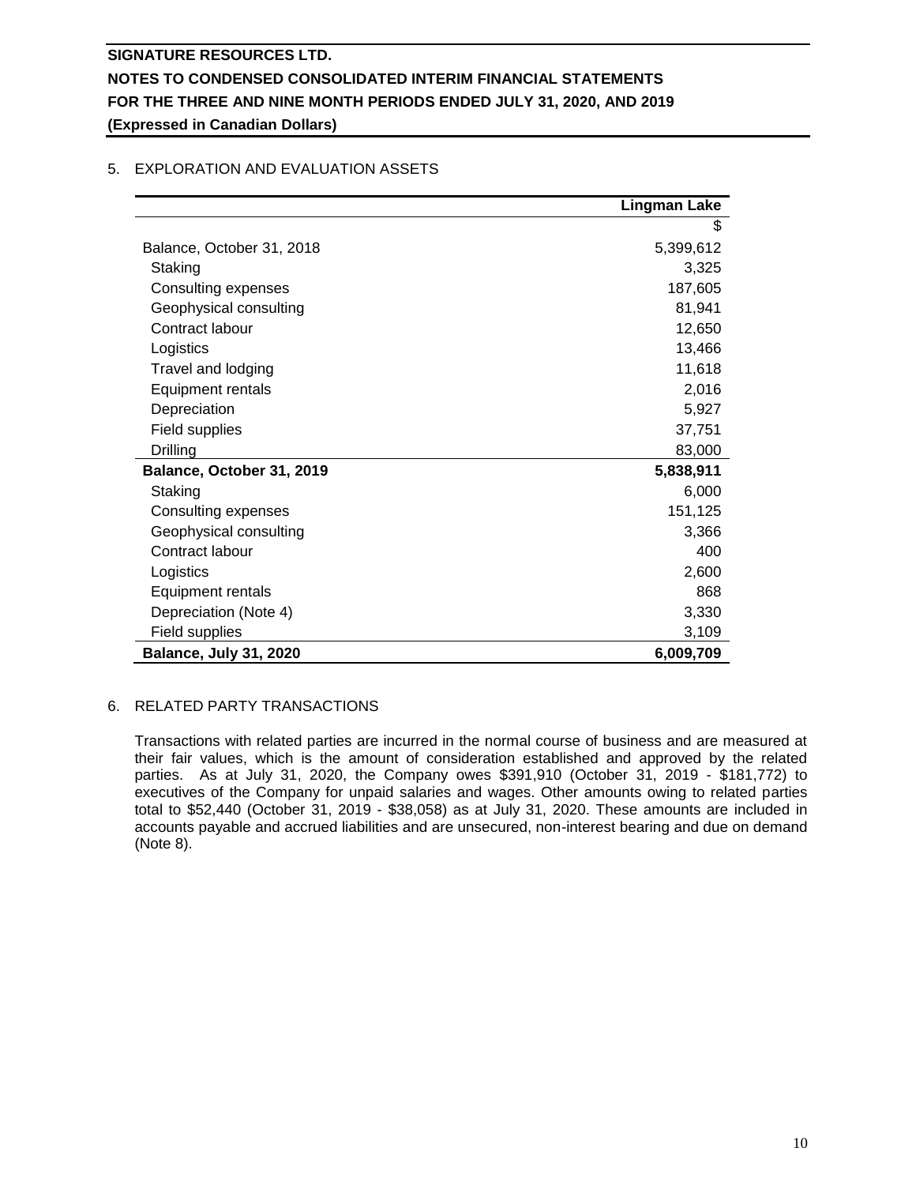**SIGNATURE RESOURCES LTD.**
**NOTES TO CONDENSED CONSOLIDATED INTERIM FINANCIAL STATEMENTS**
**FOR THE THREE AND NINE MONTH PERIODS ENDED JULY 31, 2020, AND 2019**
**(Expressed in Canadian Dollars)**

## 5. EXPLORATION AND EVALUATION ASSETS

| | **Lingman Lake** |
|---|---|
| | $ |
| Balance, October 31, 2018 | 5,399,612 |
| Staking | 3,325 |
| Consulting expenses | 187,605 |
| Geophysical consulting | 81,941 |
| Contract labour | 12,650 |
| Logistics | 13,466 |
| Travel and lodging | 11,618 |
| Equipment rentals | 2,016 |
| Depreciation | 5,927 |
| Field supplies | 37,751 |
| Drilling | 83,000 |
| **Balance, October 31, 2019** | **5,838,911** |
| Staking | 6,000 |
| Consulting expenses | 151,125 |
| Geophysical consulting | 3,366 |
| Contract labour | 400 |
| Logistics | 2,600 |
| Equipment rentals | 868 |
| Depreciation (Note 4) | 3,330 |
| Field supplies | 3,109 |
| **Balance, July 31, 2020** | **6,009,709** |

## 6. RELATED PARTY TRANSACTIONS

Transactions with related parties are incurred in the normal course of business and are measured at their fair values, which is the amount of consideration established and approved by the related parties. As at July 31, 2020, the Company owes $391,910 (October 31, 2019 - $181,772) to executives of the Company for unpaid salaries and wages. Other amounts owing to related parties total to $52,440 (October 31, 2019 - $38,058) as at July 31, 2020. These amounts are included in accounts payable and accrued liabilities and are unsecured, non-interest bearing and due on demand (Note 8).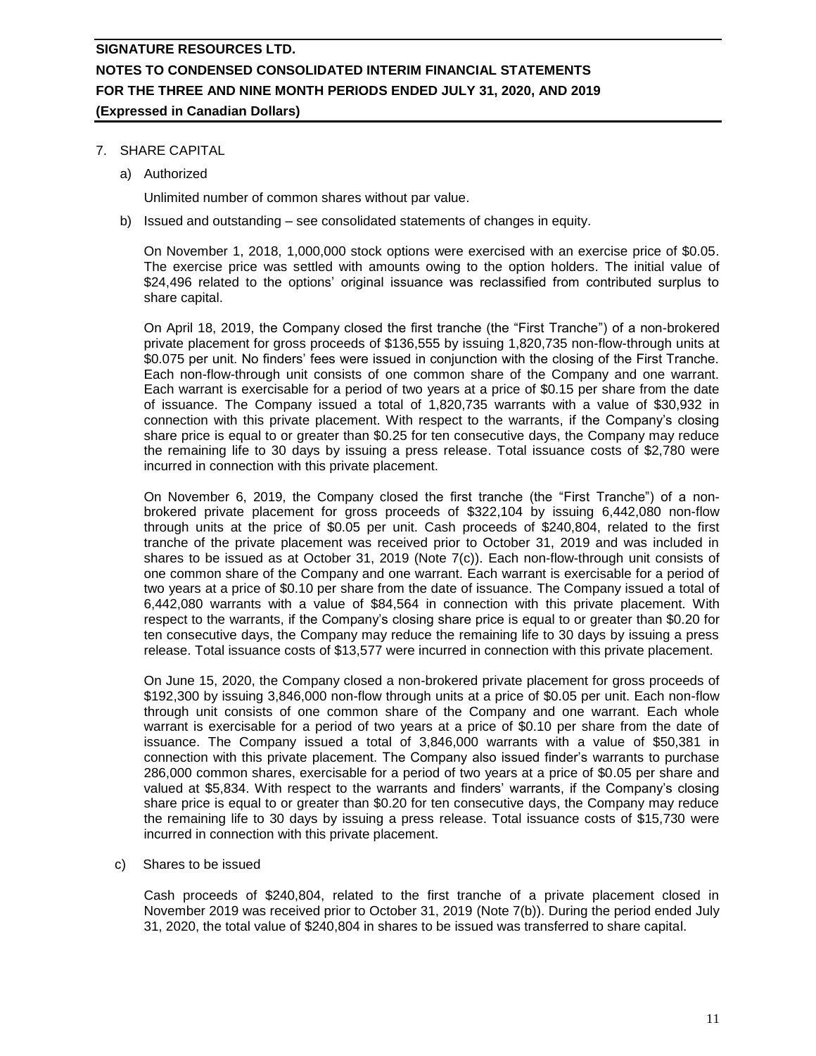# 7. SHARE CAPITAL

## a) Authorized

Unlimited number of common shares without par value.

## b) Issued and outstanding – see consolidated statements of changes in equity.

On November 1, 2018, 1,000,000 stock options were exercised with an exercise price of $0.05. The exercise price was settled with amounts owing to the option holders. The initial value of $24,496 related to the options' original issuance was reclassified from contributed surplus to share capital.

On April 18, 2019, the Company closed the first tranche (the "First Tranche") of a non-brokered private placement for gross proceeds of $136,555 by issuing 1,820,735 non-flow-through units at $0.075 per unit. No finders' fees were issued in conjunction with the closing of the First Tranche. Each non-flow-through unit consists of one common share of the Company and one warrant. Each warrant is exercisable for a period of two years at a price of $0.15 per share from the date of issuance. The Company issued a total of 1,820,735 warrants with a value of $30,932 in connection with this private placement. With respect to the warrants, if the Company's closing share price is equal to or greater than $0.25 for ten consecutive days, the Company may reduce the remaining life to 30 days by issuing a press release. Total issuance costs of $2,780 were incurred in connection with this private placement.

On November 6, 2019, the Company closed the first tranche (the "First Tranche") of a non-brokered private placement for gross proceeds of $322,104 by issuing 6,442,080 non-flow through units at the price of $0.05 per unit. Cash proceeds of $240,804, related to the first tranche of the private placement was received prior to October 31, 2019 and was included in shares to be issued as at October 31, 2019 (Note 7(c)). Each non-flow-through unit consists of one common share of the Company and one warrant. Each warrant is exercisable for a period of two years at a price of $0.10 per share from the date of issuance. The Company issued a total of 6,442,080 warrants with a value of $84,564 in connection with this private placement. With respect to the warrants, if the Company's closing share price is equal to or greater than $0.20 for ten consecutive days, the Company may reduce the remaining life to 30 days by issuing a press release. Total issuance costs of $13,577 were incurred in connection with this private placement.

On June 15, 2020, the Company closed a non-brokered private placement for gross proceeds of $192,300 by issuing 3,846,000 non-flow through units at a price of $0.05 per unit. Each non-flow through unit consists of one common share of the Company and one warrant. Each whole warrant is exercisable for a period of two years at a price of $0.10 per share from the date of issuance. The Company issued a total of 3,846,000 warrants with a value of $50,381 in connection with this private placement. The Company also issued finder's warrants to purchase 286,000 common shares, exercisable for a period of two years at a price of $0.05 per share and valued at $5,834. With respect to the warrants and finders' warrants, if the Company's closing share price is equal to or greater than $0.20 for ten consecutive days, the Company may reduce the remaining life to 30 days by issuing a press release. Total issuance costs of $15,730 were incurred in connection with this private placement.

## c) Shares to be issued

Cash proceeds of $240,804, related to the first tranche of a private placement closed in November 2019 was received prior to October 31, 2019 (Note 7(b)). During the period ended July 31, 2020, the total value of $240,804 in shares to be issued was transferred to share capital.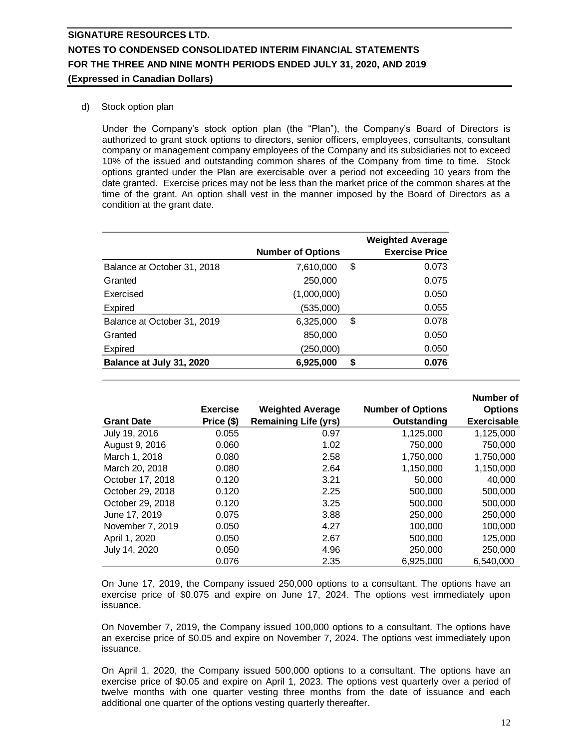# SIGNATURE RESOURCES LTD.

## NOTES TO CONDENSED CONSOLIDATED INTERIM FINANCIAL STATEMENTS

## FOR THE THREE AND NINE MONTH PERIODS ENDED JULY 31, 2020, AND 2019

**(Expressed in Canadian Dollars)**

d) Stock option plan

Under the Company's stock option plan (the "Plan"), the Company's Board of Directors is authorized to grant stock options to directors, senior officers, employees, consultants, consultant company or management company employees of the Company and its subsidiaries not to exceed 10% of the issued and outstanding common shares of the Company from time to time. Stock options granted under the Plan are exercisable over a period not exceeding 10 years from the date granted. Exercise prices may not be less than the market price of the common shares at the time of the grant. An option shall vest in the manner imposed by the Board of Directors as a condition at the grant date.

| | Number of Options | | Weighted Average Exercise Price |
|---|---|---|---|
| Balance at October 31, 2018 | 7,610,000 | $ | 0.073 |
| Granted | 250,000 | | 0.075 |
| Exercised | (1,000,000) | | 0.050 |
| Expired | (535,000) | | 0.055 |
| Balance at October 31, 2019 | 6,325,000 | $ | 0.078 |
| Granted | 850,000 | | 0.050 |
| Expired | (250,000) | | 0.050 |
| **Balance at July 31, 2020** | **6,925,000** | **$** | **0.076** |

| Grant Date | Exercise Price ($) | Weighted Average Remaining Life (yrs) | Number of Options Outstanding | Number of Options Exercisable |
|---|---|---|---|---|
| July 19, 2016 | 0.055 | 0.97 | 1,125,000 | 1,125,000 |
| August 9, 2016 | 0.060 | 1.02 | 750,000 | 750,000 |
| March 1, 2018 | 0.080 | 2.58 | 1,750,000 | 1,750,000 |
| March 20, 2018 | 0.080 | 2.64 | 1,150,000 | 1,150,000 |
| October 17, 2018 | 0.120 | 3.21 | 50,000 | 40,000 |
| October 29, 2018 | 0.120 | 2.25 | 500,000 | 500,000 |
| October 29, 2018 | 0.120 | 3.25 | 500,000 | 500,000 |
| June 17, 2019 | 0.075 | 3.88 | 250,000 | 250,000 |
| November 7, 2019 | 0.050 | 4.27 | 100,000 | 100,000 |
| April 1, 2020 | 0.050 | 2.67 | 500,000 | 125,000 |
| July 14, 2020 | 0.050 | 4.96 | 250,000 | 250,000 |
| | 0.076 | 2.35 | 6,925,000 | 6,540,000 |

On June 17, 2019, the Company issued 250,000 options to a consultant. The options have an exercise price of $0.075 and expire on June 17, 2024. The options vest immediately upon issuance.

On November 7, 2019, the Company issued 100,000 options to a consultant. The options have an exercise price of $0.05 and expire on November 7, 2024. The options vest immediately upon issuance.

On April 1, 2020, the Company issued 500,000 options to a consultant. The options have an exercise price of $0.05 and expire on April 1, 2023. The options vest quarterly over a period of twelve months with one quarter vesting three months from the date of issuance and each additional one quarter of the options vesting quarterly thereafter.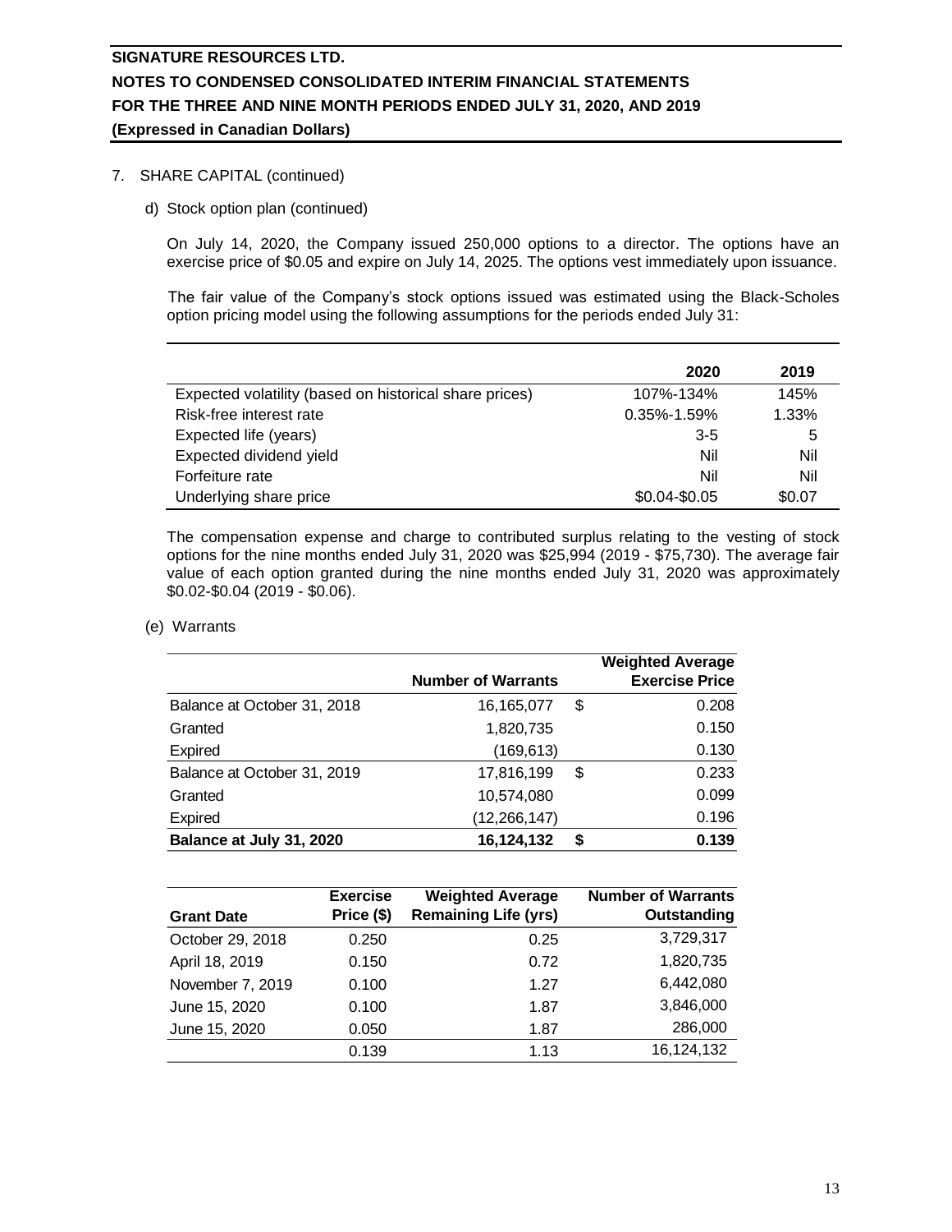# SIGNATURE RESOURCES LTD.
## NOTES TO CONDENSED CONSOLIDATED INTERIM FINANCIAL STATEMENTS
## FOR THE THREE AND NINE MONTH PERIODS ENDED JULY 31, 2020, AND 2019
## (Expressed in Canadian Dollars)

7. SHARE CAPITAL (continued)

d) Stock option plan (continued)

On July 14, 2020, the Company issued 250,000 options to a director. The options have an exercise price of \$0.05 and expire on July 14, 2025. The options vest immediately upon issuance.

The fair value of the Company's stock options issued was estimated using the Black-Scholes option pricing model using the following assumptions for the periods ended July 31:

| | **2020** | **2019** |
|---|---|---|
| Expected volatility (based on historical share prices) | 107%-134% | 145% |
| Risk-free interest rate | 0.35%-1.59% | 1.33% |
| Expected life (years) | 3-5 | 5 |
| Expected dividend yield | Nil | Nil |
| Forfeiture rate | Nil | Nil |
| Underlying share price | \$0.04-\$0.05 | \$0.07 |

The compensation expense and charge to contributed surplus relating to the vesting of stock options for the nine months ended July 31, 2020 was \$25,994 (2019 - \$75,730). The average fair value of each option granted during the nine months ended July 31, 2020 was approximately \$0.02-\$0.04 (2019 - \$0.06).

(e) Warrants

| | **Number of Warrants** | | **Weighted Average Exercise Price** |
|---|---|---|---|
| Balance at October 31, 2018 | 16,165,077 | \$ | 0.208 |
| Granted | 1,820,735 | | 0.150 |
| Expired | (169,613) | | 0.130 |
| Balance at October 31, 2019 | 17,816,199 | \$ | 0.233 |
| Granted | 10,574,080 | | 0.099 |
| Expired | (12,266,147) | | 0.196 |
| **Balance at July 31, 2020** | **16,124,132** | **\$** | **0.139** |

| **Grant Date** | **Exercise Price (\$)** | **Weighted Average Remaining Life (yrs)** | **Number of Warrants Outstanding** |
|---|---|---|---|
| October 29, 2018 | 0.250 | 0.25 | 3,729,317 |
| April 18, 2019 | 0.150 | 0.72 | 1,820,735 |
| November 7, 2019 | 0.100 | 1.27 | 6,442,080 |
| June 15, 2020 | 0.100 | 1.87 | 3,846,000 |
| June 15, 2020 | 0.050 | 1.87 | 286,000 |
| | 0.139 | 1.13 | 16,124,132 |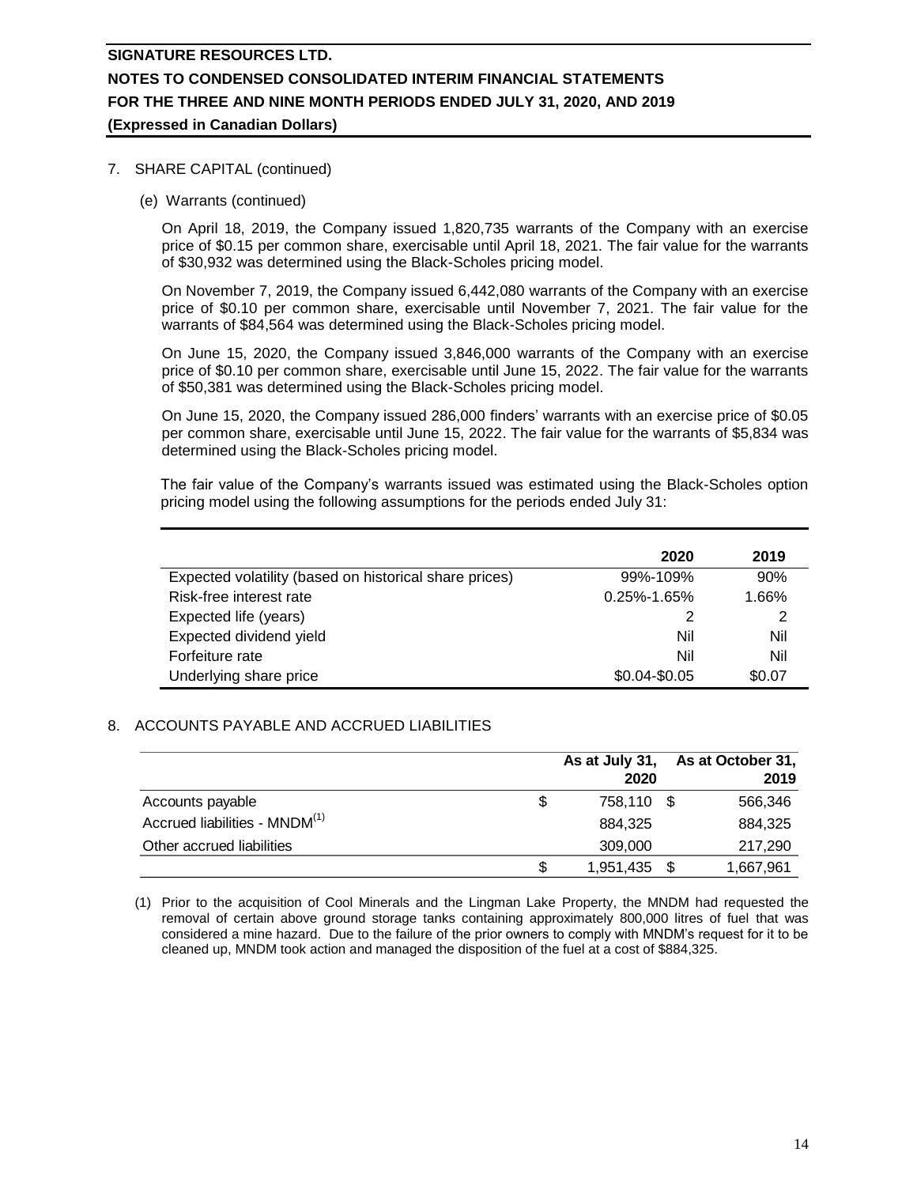## 7. SHARE CAPITAL (continued)

### (e) Warrants (continued)

On April 18, 2019, the Company issued 1,820,735 warrants of the Company with an exercise price of $0.15 per common share, exercisable until April 18, 2021. The fair value for the warrants of $30,932 was determined using the Black-Scholes pricing model.

On November 7, 2019, the Company issued 6,442,080 warrants of the Company with an exercise price of $0.10 per common share, exercisable until November 7, 2021. The fair value for the warrants of $84,564 was determined using the Black-Scholes pricing model.

On June 15, 2020, the Company issued 3,846,000 warrants of the Company with an exercise price of $0.10 per common share, exercisable until June 15, 2022. The fair value for the warrants of $50,381 was determined using the Black-Scholes pricing model.

On June 15, 2020, the Company issued 286,000 finders' warrants with an exercise price of $0.05 per common share, exercisable until June 15, 2022. The fair value for the warrants of $5,834 was determined using the Black-Scholes pricing model.

The fair value of the Company's warrants issued was estimated using the Black-Scholes option pricing model using the following assumptions for the periods ended July 31:

| | 2020 | 2019 |
|---|---|---|
| Expected volatility (based on historical share prices) | 99%-109% | 90% |
| Risk-free interest rate | 0.25%-1.65% | 1.66% |
| Expected life (years) | 2 | 2 |
| Expected dividend yield | Nil | Nil |
| Forfeiture rate | Nil | Nil |
| Underlying share price | $0.04-$0.05 | $0.07 |

## 8. ACCOUNTS PAYABLE AND ACCRUED LIABILITIES

| | As at July 31, 2020 | As at October 31, 2019 |
|---|---|---|
| Accounts payable | $ 758,110 | $ 566,346 |
| Accrued liabilities - MNDM[1] | 884,325 | 884,325 |
| Other accrued liabilities | 309,000 | 217,290 |
| | $ 1,951,435 | $ 1,667,961 |

(1) Prior to the acquisition of Cool Minerals and the Lingman Lake Property, the MNDM had requested the removal of certain above ground storage tanks containing approximately 800,000 litres of fuel that was considered a mine hazard. Due to the failure of the prior owners to comply with MNDM's request for it to be cleaned up, MNDM took action and managed the disposition of the fuel at a cost of $884,325.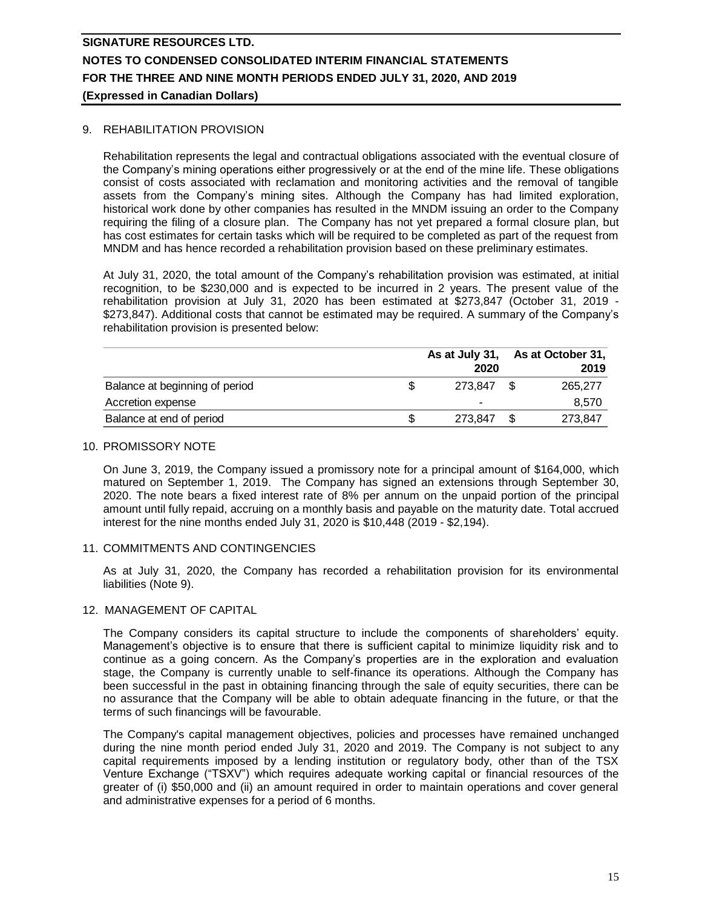# SIGNATURE RESOURCES LTD.
## NOTES TO CONDENSED CONSOLIDATED INTERIM FINANCIAL STATEMENTS
## FOR THE THREE AND NINE MONTH PERIODS ENDED JULY 31, 2020, AND 2019
### (Expressed in Canadian Dollars)

## 9. REHABILITATION PROVISION

Rehabilitation represents the legal and contractual obligations associated with the eventual closure of the Company's mining operations either progressively or at the end of the mine life. These obligations consist of costs associated with reclamation and monitoring activities and the removal of tangible assets from the Company's mining sites. Although the Company has had limited exploration, historical work done by other companies has resulted in the MNDM issuing an order to the Company requiring the filing of a closure plan. The Company has not yet prepared a formal closure plan, but has cost estimates for certain tasks which will be required to be completed as part of the request from MNDM and has hence recorded a rehabilitation provision based on these preliminary estimates.

At July 31, 2020, the total amount of the Company's rehabilitation provision was estimated, at initial recognition, to be $230,000 and is expected to be incurred in 2 years. The present value of the rehabilitation provision at July 31, 2020 has been estimated at $273,847 (October 31, 2019 - $273,847). Additional costs that cannot be estimated may be required. A summary of the Company's rehabilitation provision is presented below:

| | As at July 31, 2020 | As at October 31, 2019 |
|---|---|---|
| Balance at beginning of period | $ 273,847 | $ 265,277 |
| Accretion expense | - | 8,570 |
| Balance at end of period | $ 273,847 | $ 273,847 |

## 10. PROMISSORY NOTE

On June 3, 2019, the Company issued a promissory note for a principal amount of $164,000, which matured on September 1, 2019. The Company has signed an extensions through September 30, 2020. The note bears a fixed interest rate of 8% per annum on the unpaid portion of the principal amount until fully repaid, accruing on a monthly basis and payable on the maturity date. Total accrued interest for the nine months ended July 31, 2020 is $10,448 (2019 - $2,194).

## 11. COMMITMENTS AND CONTINGENCIES

As at July 31, 2020, the Company has recorded a rehabilitation provision for its environmental liabilities (Note 9).

## 12. MANAGEMENT OF CAPITAL

The Company considers its capital structure to include the components of shareholders' equity. Management's objective is to ensure that there is sufficient capital to minimize liquidity risk and to continue as a going concern. As the Company's properties are in the exploration and evaluation stage, the Company is currently unable to self-finance its operations. Although the Company has been successful in the past in obtaining financing through the sale of equity securities, there can be no assurance that the Company will be able to obtain adequate financing in the future, or that the terms of such financings will be favourable.

The Company's capital management objectives, policies and processes have remained unchanged during the nine month period ended July 31, 2020 and 2019. The Company is not subject to any capital requirements imposed by a lending institution or regulatory body, other than of the TSX Venture Exchange ("TSXV") which requires adequate working capital or financial resources of the greater of (i) $50,000 and (ii) an amount required in order to maintain operations and cover general and administrative expenses for a period of 6 months.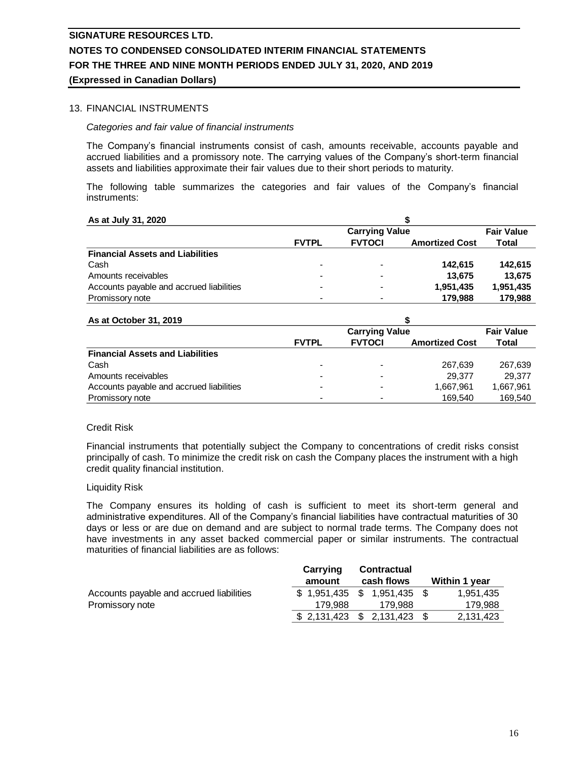## 13. FINANCIAL INSTRUMENTS

*Categories and fair value of financial instruments*

The Company's financial instruments consist of cash, amounts receivable, accounts payable and accrued liabilities and a promissory note. The carrying values of the Company's short-term financial assets and liabilities approximate their fair values due to their short periods to maturity.

The following table summarizes the categories and fair values of the Company's financial instruments:

| As at July 31, 2020 | $ | | | |
|---|---|---|---|---|
| | Carrying Value | | | Fair Value |
| | FVTPL | FVTOCI | Amortized Cost | Total |
| **Financial Assets and Liabilities** | | | | |
| Cash | - | - | **142,615** | **142,615** |
| Amounts receivables | - | - | **13,675** | **13,675** |
| Accounts payable and accrued liabilities | - | - | **1,951,435** | **1,951,435** |
| Promissory note | - | - | **179,988** | **179,988** |

| As at October 31, 2019 | $ | | | |
|---|---|---|---|---|
| | Carrying Value | | | Fair Value |
| | FVTPL | FVTOCI | Amortized Cost | Total |
| **Financial Assets and Liabilities** | | | | |
| Cash | - | - | 267,639 | 267,639 |
| Amounts receivables | - | - | 29,377 | 29,377 |
| Accounts payable and accrued liabilities | - | - | 1,667,961 | 1,667,961 |
| Promissory note | - | - | 169,540 | 169,540 |

Credit Risk

Financial instruments that potentially subject the Company to concentrations of credit risks consist principally of cash. To minimize the credit risk on cash the Company places the instrument with a high credit quality financial institution.

Liquidity Risk

The Company ensures its holding of cash is sufficient to meet its short-term general and administrative expenditures. All of the Company's financial liabilities have contractual maturities of 30 days or less or are due on demand and are subject to normal trade terms. The Company does not have investments in any asset backed commercial paper or similar instruments. The contractual maturities of financial liabilities are as follows:

| | Carrying amount | Contractual cash flows | Within 1 year |
|---|---|---|---|
| Accounts payable and accrued liabilities | $ 1,951,435 | $ 1,951,435 | $ 1,951,435 |
| Promissory note | 179,988 | 179,988 | 179,988 |
| | $ 2,131,423 | $ 2,131,423 | $ 2,131,423 |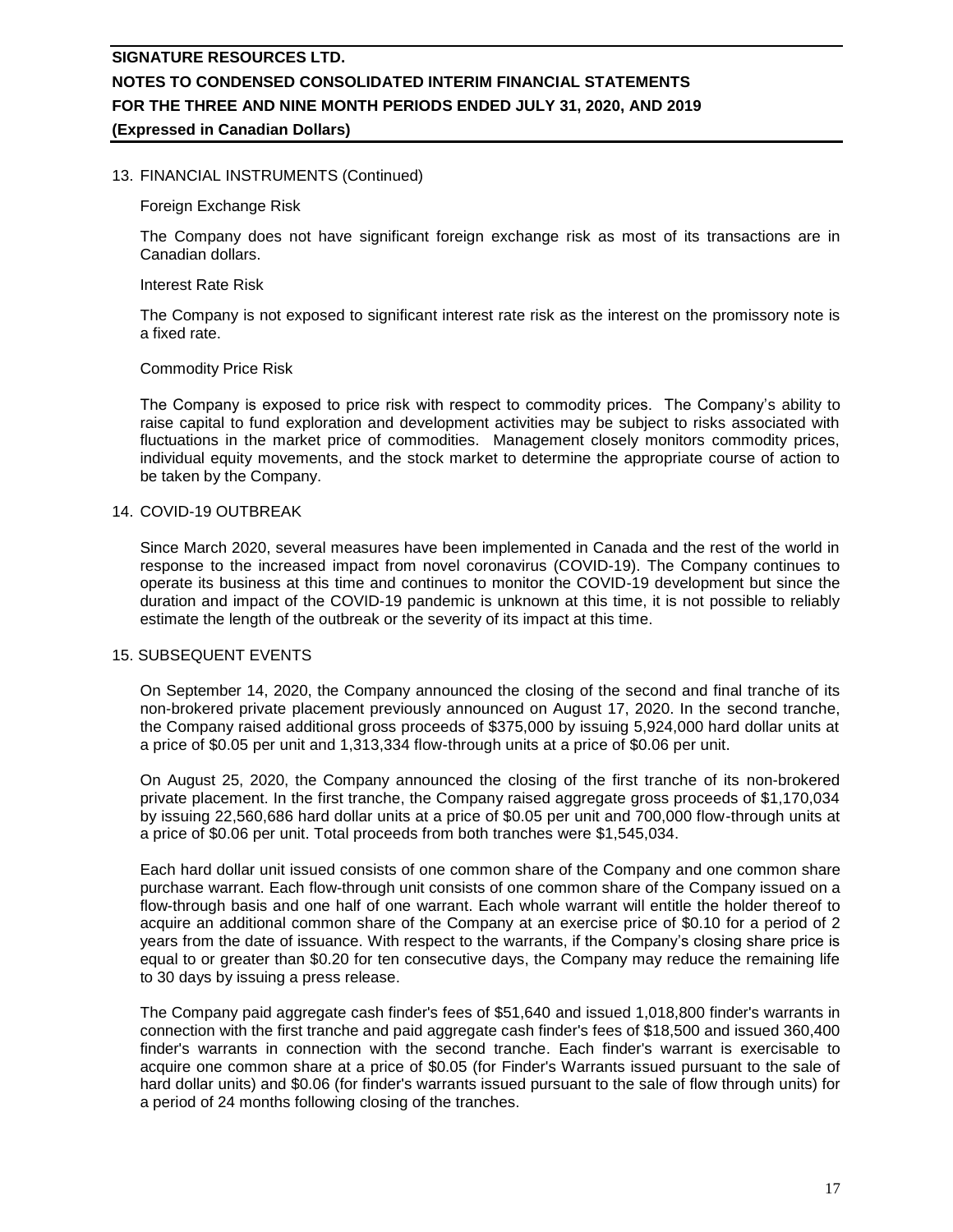## 13. FINANCIAL INSTRUMENTS (Continued)

### Foreign Exchange Risk

The Company does not have significant foreign exchange risk as most of its transactions are in Canadian dollars.

### Interest Rate Risk

The Company is not exposed to significant interest rate risk as the interest on the promissory note is a fixed rate.

### Commodity Price Risk

The Company is exposed to price risk with respect to commodity prices. The Company's ability to raise capital to fund exploration and development activities may be subject to risks associated with fluctuations in the market price of commodities. Management closely monitors commodity prices, individual equity movements, and the stock market to determine the appropriate course of action to be taken by the Company.

## 14. COVID-19 OUTBREAK

Since March 2020, several measures have been implemented in Canada and the rest of the world in response to the increased impact from novel coronavirus (COVID-19). The Company continues to operate its business at this time and continues to monitor the COVID-19 development but since the duration and impact of the COVID-19 pandemic is unknown at this time, it is not possible to reliably estimate the length of the outbreak or the severity of its impact at this time.

## 15. SUBSEQUENT EVENTS

On September 14, 2020, the Company announced the closing of the second and final tranche of its non-brokered private placement previously announced on August 17, 2020. In the second tranche, the Company raised additional gross proceeds of $375,000 by issuing 5,924,000 hard dollar units at a price of $0.05 per unit and 1,313,334 flow-through units at a price of $0.06 per unit.

On August 25, 2020, the Company announced the closing of the first tranche of its non-brokered private placement. In the first tranche, the Company raised aggregate gross proceeds of $1,170,034 by issuing 22,560,686 hard dollar units at a price of $0.05 per unit and 700,000 flow-through units at a price of $0.06 per unit. Total proceeds from both tranches were $1,545,034.

Each hard dollar unit issued consists of one common share of the Company and one common share purchase warrant. Each flow-through unit consists of one common share of the Company issued on a flow-through basis and one half of one warrant. Each whole warrant will entitle the holder thereof to acquire an additional common share of the Company at an exercise price of $0.10 for a period of 2 years from the date of issuance. With respect to the warrants, if the Company's closing share price is equal to or greater than $0.20 for ten consecutive days, the Company may reduce the remaining life to 30 days by issuing a press release.

The Company paid aggregate cash finder's fees of $51,640 and issued 1,018,800 finder's warrants in connection with the first tranche and paid aggregate cash finder's fees of $18,500 and issued 360,400 finder's warrants in connection with the second tranche. Each finder's warrant is exercisable to acquire one common share at a price of $0.05 (for Finder's Warrants issued pursuant to the sale of hard dollar units) and $0.06 (for finder's warrants issued pursuant to the sale of flow through units) for a period of 24 months following closing of the tranches.